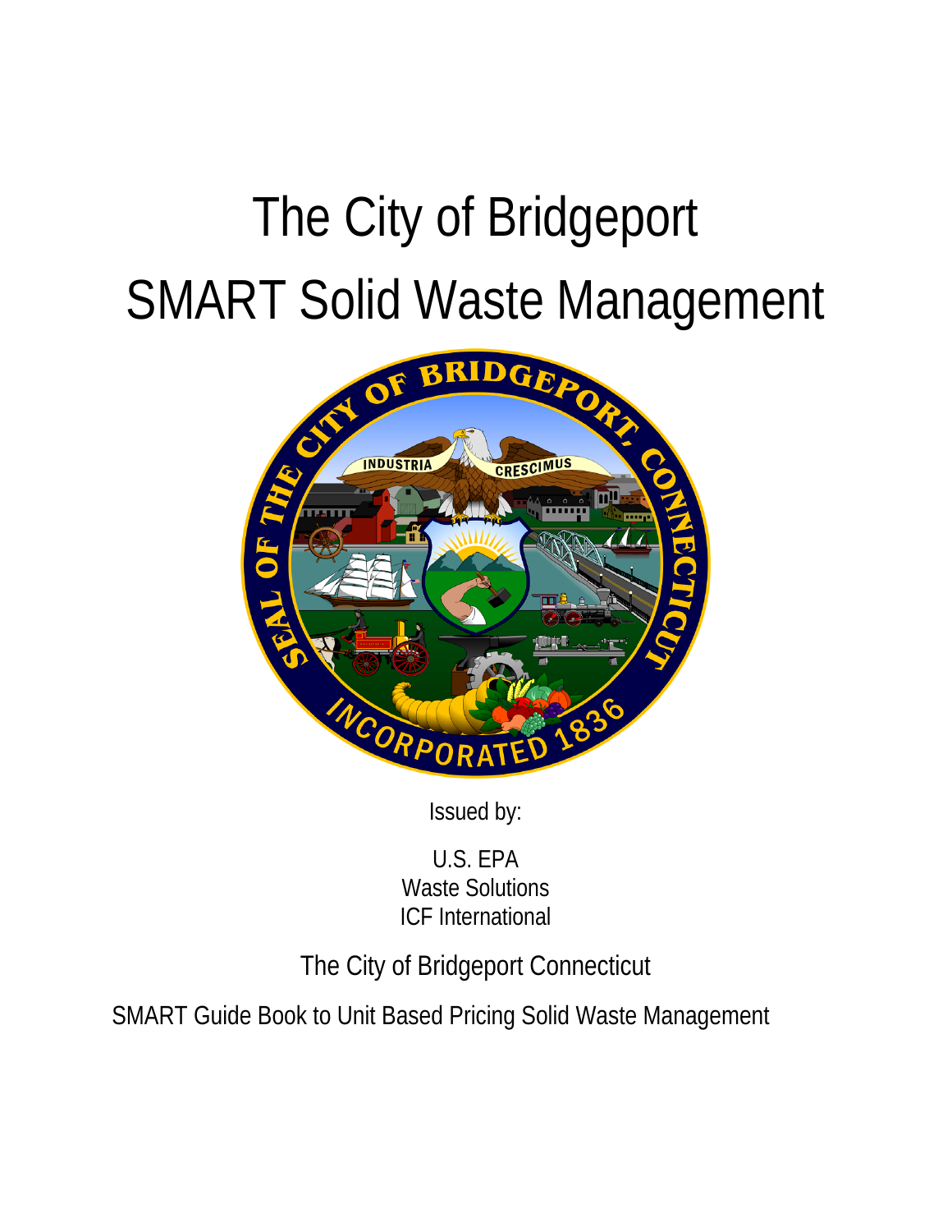# The City of Bridgeport

# SMART Solid Waste Management

Issued by:

U.S. EPA
Waste Solutions
ICF International

The City of Bridgeport Connecticut

SMART Guide Book to Unit Based Pricing Solid Waste Management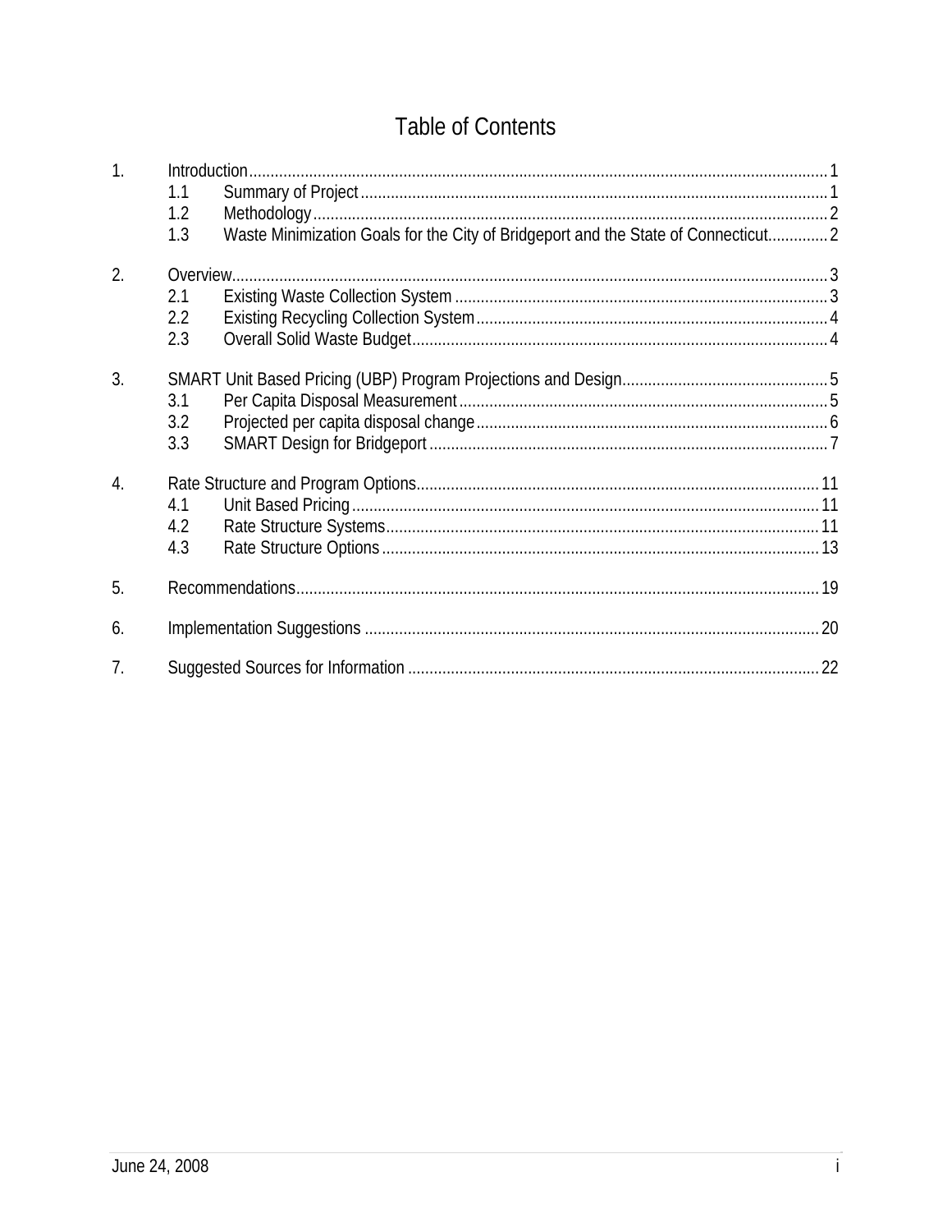# Table of Contents

1. Introduction ........ 1
   - 1.1 Summary of Project ........ 1
   - 1.2 Methodology ........ 2
   - 1.3 Waste Minimization Goals for the City of Bridgeport and the State of Connecticut ........ 2
2. Overview ........ 3
   - 2.1 Existing Waste Collection System ........ 3
   - 2.2 Existing Recycling Collection System ........ 4
   - 2.3 Overall Solid Waste Budget ........ 4
3. SMART Unit Based Pricing (UBP) Program Projections and Design ........ 5
   - 3.1 Per Capita Disposal Measurement ........ 5
   - 3.2 Projected per capita disposal change ........ 6
   - 3.3 SMART Design for Bridgeport ........ 7
4. Rate Structure and Program Options ........ 11
   - 4.1 Unit Based Pricing ........ 11
   - 4.2 Rate Structure Systems ........ 11
   - 4.3 Rate Structure Options ........ 13
5. Recommendations ........ 19
6. Implementation Suggestions ........ 20
7. Suggested Sources for Information ........ 22

June 24, 2008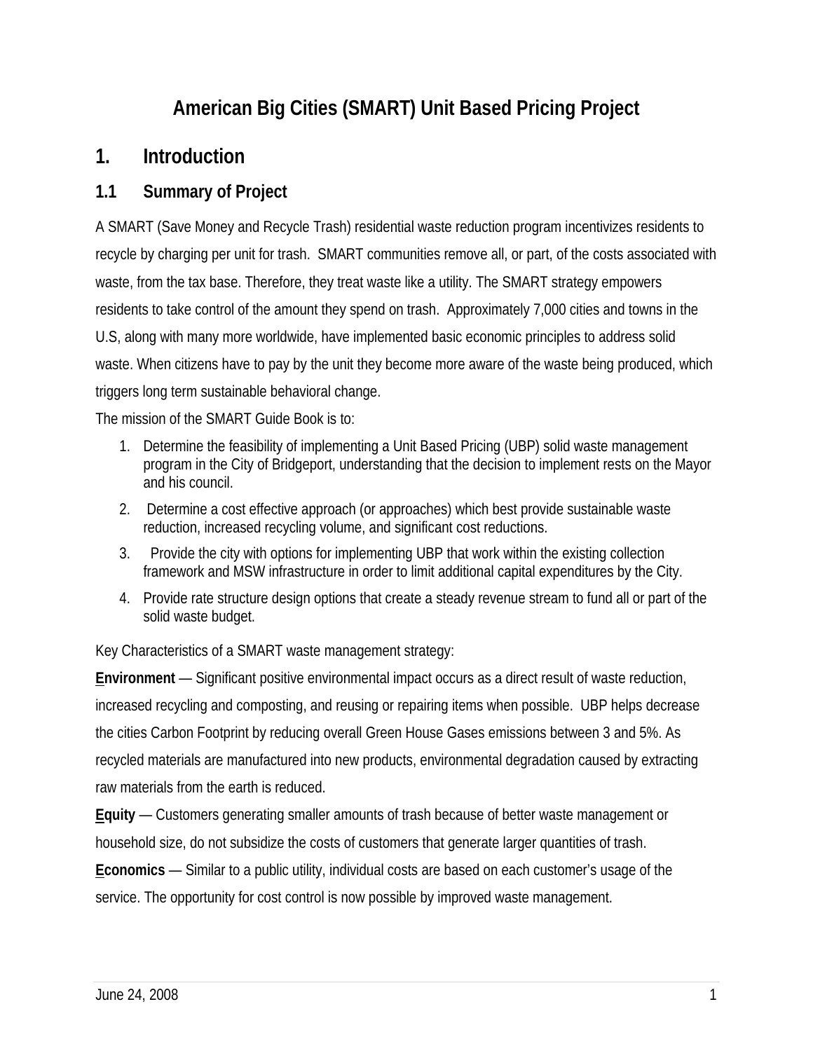# American Big Cities (SMART) Unit Based Pricing Project

## 1. Introduction

### 1.1 Summary of Project

A SMART (Save Money and Recycle Trash) residential waste reduction program incentivizes residents to recycle by charging per unit for trash. SMART communities remove all, or part, of the costs associated with waste, from the tax base. Therefore, they treat waste like a utility. The SMART strategy empowers residents to take control of the amount they spend on trash. Approximately 7,000 cities and towns in the U.S, along with many more worldwide, have implemented basic economic principles to address solid waste. When citizens have to pay by the unit they become more aware of the waste being produced, which triggers long term sustainable behavioral change.

The mission of the SMART Guide Book is to:

1. Determine the feasibility of implementing a Unit Based Pricing (UBP) solid waste management program in the City of Bridgeport, understanding that the decision to implement rests on the Mayor and his council.
2. Determine a cost effective approach (or approaches) which best provide sustainable waste reduction, increased recycling volume, and significant cost reductions.
3. Provide the city with options for implementing UBP that work within the existing collection framework and MSW infrastructure in order to limit additional capital expenditures by the City.
4. Provide rate structure design options that create a steady revenue stream to fund all or part of the solid waste budget.

Key Characteristics of a SMART waste management strategy:

**Environment** — Significant positive environmental impact occurs as a direct result of waste reduction, increased recycling and composting, and reusing or repairing items when possible. UBP helps decrease the cities Carbon Footprint by reducing overall Green House Gases emissions between 3 and 5%. As recycled materials are manufactured into new products, environmental degradation caused by extracting raw materials from the earth is reduced.

**Equity** — Customers generating smaller amounts of trash because of better waste management or household size, do not subsidize the costs of customers that generate larger quantities of trash.

**Economics** — Similar to a public utility, individual costs are based on each customer's usage of the service. The opportunity for cost control is now possible by improved waste management.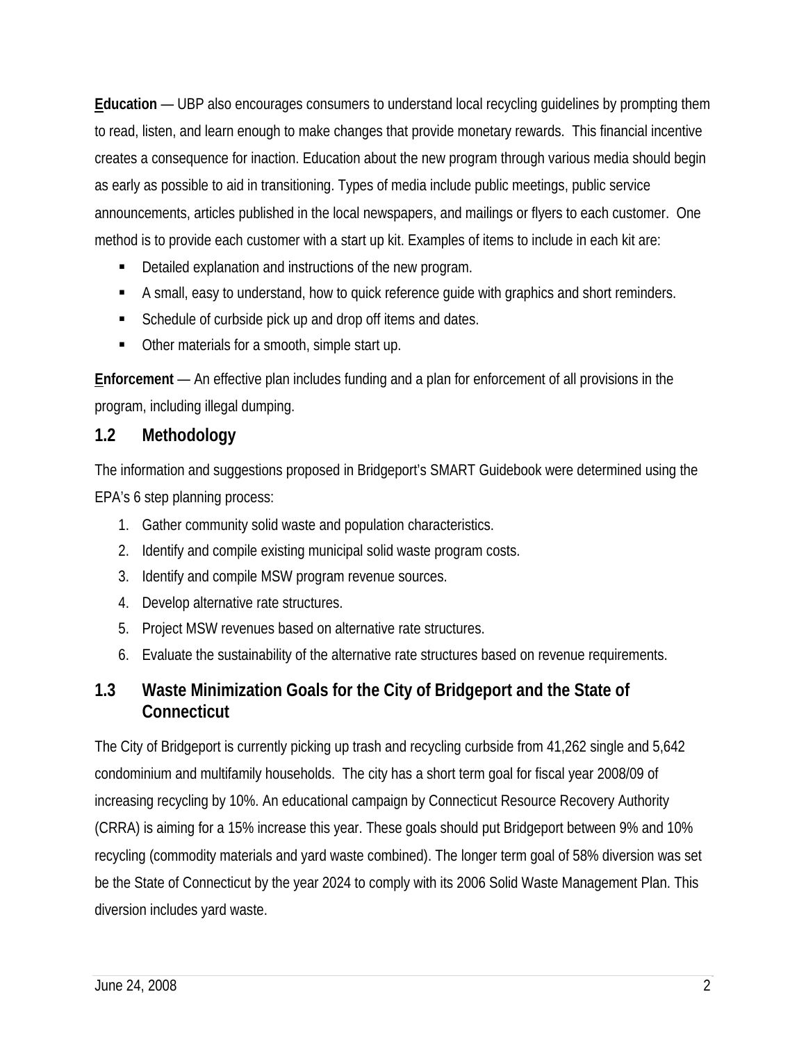**Education** — UBP also encourages consumers to understand local recycling guidelines by prompting them to read, listen, and learn enough to make changes that provide monetary rewards. This financial incentive creates a consequence for inaction. Education about the new program through various media should begin as early as possible to aid in transitioning. Types of media include public meetings, public service announcements, articles published in the local newspapers, and mailings or flyers to each customer. One method is to provide each customer with a start up kit. Examples of items to include in each kit are:

- Detailed explanation and instructions of the new program.
- A small, easy to understand, how to quick reference guide with graphics and short reminders.
- Schedule of curbside pick up and drop off items and dates.
- Other materials for a smooth, simple start up.

**Enforcement** — An effective plan includes funding and a plan for enforcement of all provisions in the program, including illegal dumping.

## 1.2 Methodology

The information and suggestions proposed in Bridgeport's SMART Guidebook were determined using the EPA's 6 step planning process:

1. Gather community solid waste and population characteristics.
2. Identify and compile existing municipal solid waste program costs.
3. Identify and compile MSW program revenue sources.
4. Develop alternative rate structures.
5. Project MSW revenues based on alternative rate structures.
6. Evaluate the sustainability of the alternative rate structures based on revenue requirements.

## 1.3 Waste Minimization Goals for the City of Bridgeport and the State of Connecticut

The City of Bridgeport is currently picking up trash and recycling curbside from 41,262 single and 5,642 condominium and multifamily households. The city has a short term goal for fiscal year 2008/09 of increasing recycling by 10%. An educational campaign by Connecticut Resource Recovery Authority (CRRA) is aiming for a 15% increase this year. These goals should put Bridgeport between 9% and 10% recycling (commodity materials and yard waste combined). The longer term goal of 58% diversion was set be the State of Connecticut by the year 2024 to comply with its 2006 Solid Waste Management Plan. This diversion includes yard waste.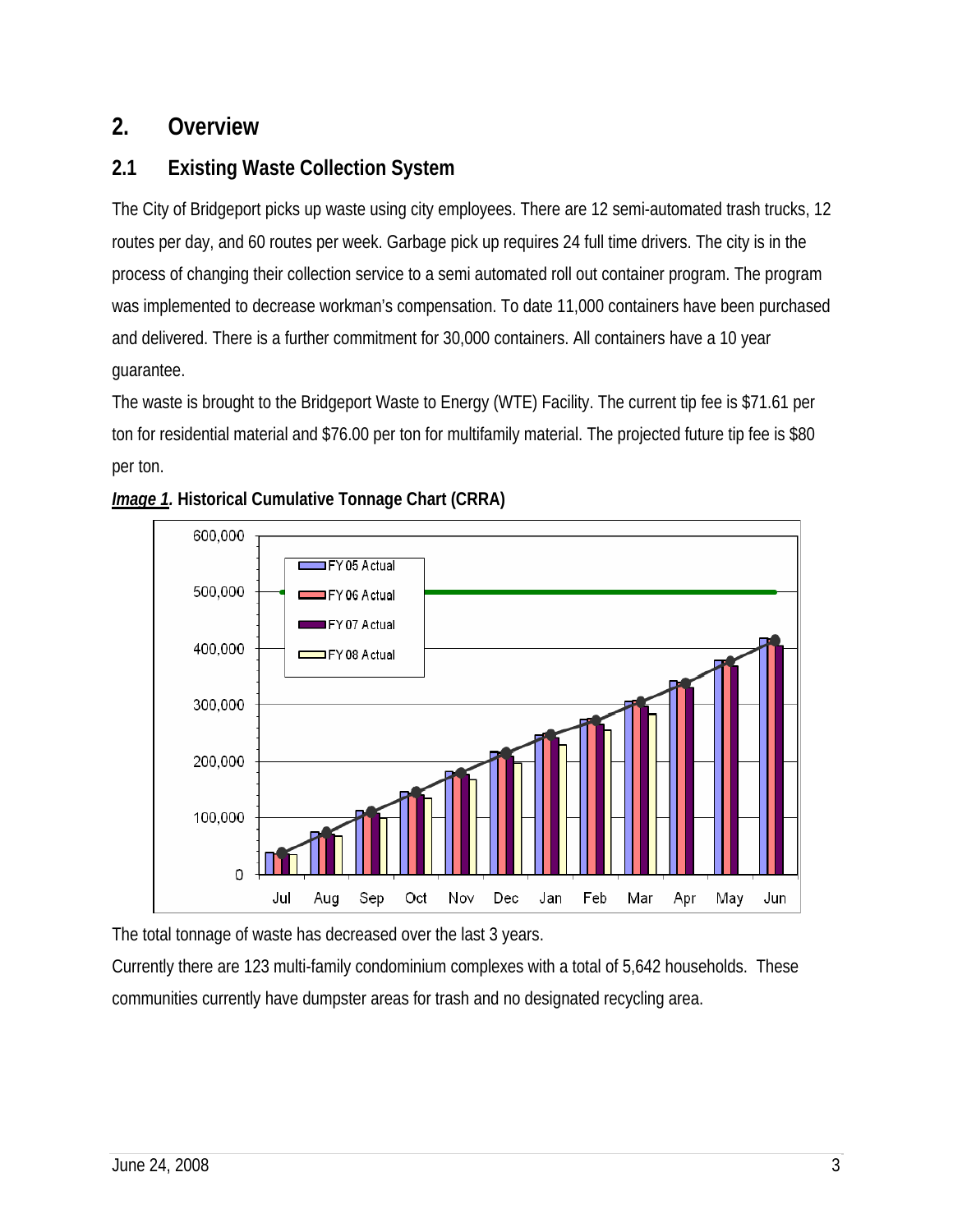# 2. Overview

## 2.1 Existing Waste Collection System

The City of Bridgeport picks up waste using city employees. There are 12 semi-automated trash trucks, 12 routes per day, and 60 routes per week. Garbage pick up requires 24 full time drivers. The city is in the process of changing their collection service to a semi automated roll out container program. The program was implemented to decrease workman's compensation. To date 11,000 containers have been purchased and delivered. There is a further commitment for 30,000 containers. All containers have a 10 year guarantee.

The waste is brought to the Bridgeport Waste to Energy (WTE) Facility. The current tip fee is $71.61 per ton for residential material and $76.00 per ton for multifamily material. The projected future tip fee is $80 per ton.

***Image 1*. Historical Cumulative Tonnage Chart (CRRA)**

The total tonnage of waste has decreased over the last 3 years.

Currently there are 123 multi-family condominium complexes with a total of 5,642 households. These communities currently have dumpster areas for trash and no designated recycling area.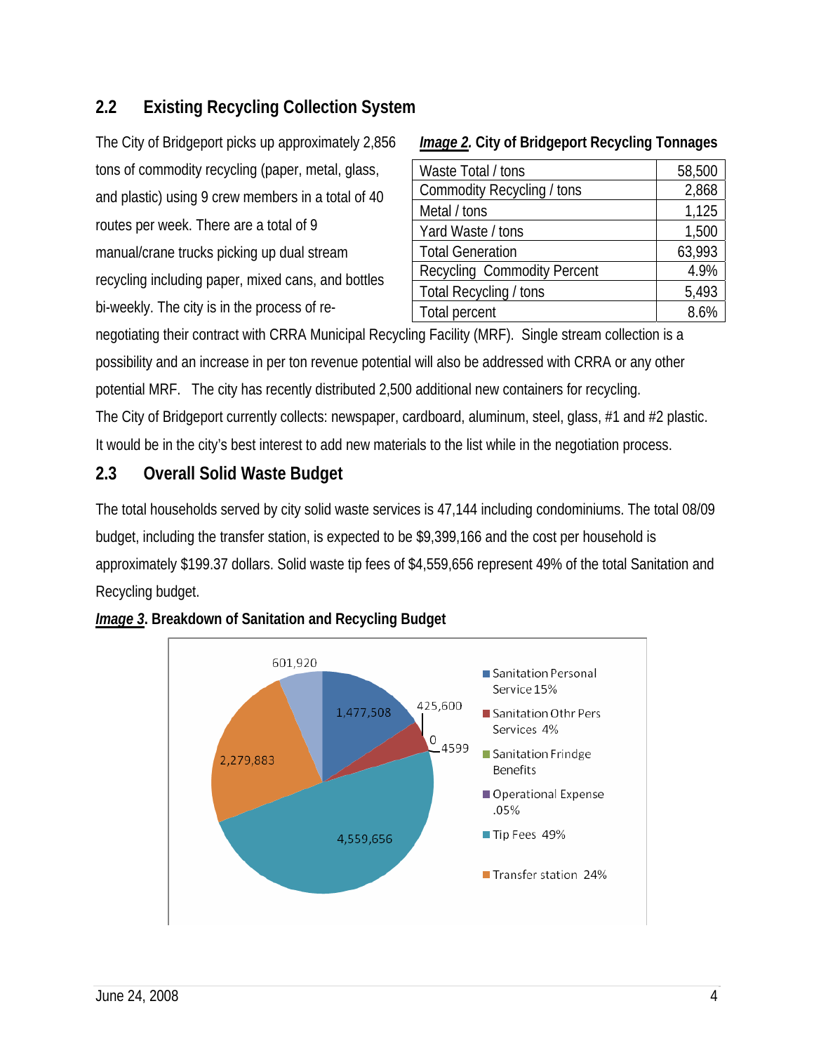## 2.2 Existing Recycling Collection System

The City of Bridgeport picks up approximately 2,856 tons of commodity recycling (paper, metal, glass, and plastic) using 9 crew members in a total of 40 routes per week. There are a total of 9 manual/crane trucks picking up dual stream recycling including paper, mixed cans, and bottles bi-weekly. The city is in the process of re-negotiating their contract with CRRA Municipal Recycling Facility (MRF). Single stream collection is a possibility and an increase in per ton revenue potential will also be addressed with CRRA or any other potential MRF. The city has recently distributed 2,500 additional new containers for recycling. The City of Bridgeport currently collects: newspaper, cardboard, aluminum, steel, glass, #1 and #2 plastic. It would be in the city's best interest to add new materials to the list while in the negotiation process.

***Image 2*. City of Bridgeport Recycling Tonnages**

| | |
|---|---|
| Waste Total / tons | 58,500 |
| Commodity Recycling / tons | 2,868 |
| Metal / tons | 1,125 |
| Yard Waste / tons | 1,500 |
| Total Generation | 63,993 |
| Recycling Commodity Percent | 4.9% |
| Total Recycling / tons | 5,493 |
| Total percent | 8.6% |

## 2.3 Overall Solid Waste Budget

The total households served by city solid waste services is 47,144 including condominiums. The total 08/09 budget, including the transfer station, is expected to be $9,399,166 and the cost per household is approximately $199.37 dollars. Solid waste tip fees of $4,559,656 represent 49% of the total Sanitation and Recycling budget.

***Image 3*. Breakdown of Sanitation and Recycling Budget**

| Category | Amount |
|---|---|
| Sanitation Personal Service 15% | 1,477,508 |
| Sanitation Othr Pers Services 4% | 425,600 |
| Sanitation Fringde Benefits | 0 |
| Operational Expense .05% | 4599 |
| Tip Fees 49% | 4,559,656 |
| Transfer station 24% | 2,279,883 |
| | 601,920 |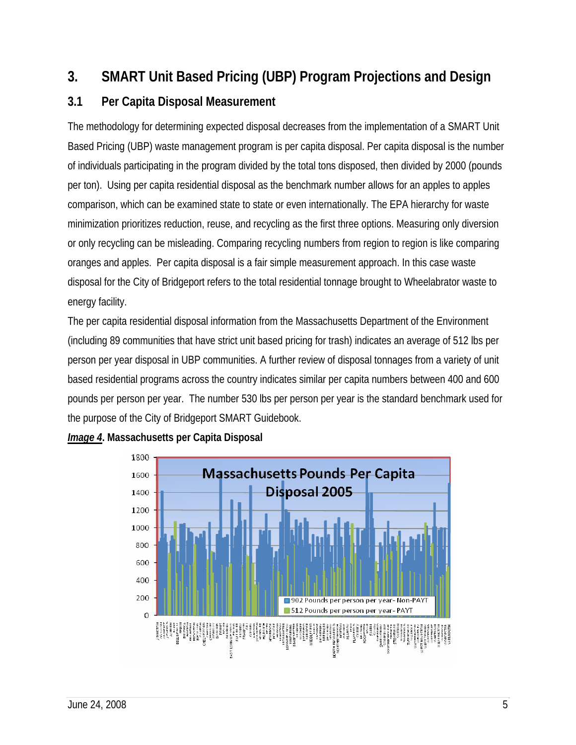## 3. SMART Unit Based Pricing (UBP) Program Projections and Design

### 3.1 Per Capita Disposal Measurement

The methodology for determining expected disposal decreases from the implementation of a SMART Unit Based Pricing (UBP) waste management program is per capita disposal. Per capita disposal is the number of individuals participating in the program divided by the total tons disposed, then divided by 2000 (pounds per ton). Using per capita residential disposal as the benchmark number allows for an apples to apples comparison, which can be examined state to state or even internationally. The EPA hierarchy for waste minimization prioritizes reduction, reuse, and recycling as the first three options. Measuring only diversion or only recycling can be misleading. Comparing recycling numbers from region to region is like comparing oranges and apples. Per capita disposal is a fair simple measurement approach. In this case waste disposal for the City of Bridgeport refers to the total residential tonnage brought to Wheelabrator waste to energy facility.

The per capita residential disposal information from the Massachusetts Department of the Environment (including 89 communities that have strict unit based pricing for trash) indicates an average of 512 lbs per person per year disposal in UBP communities. A further review of disposal tonnages from a variety of unit based residential programs across the country indicates similar per capita numbers between 400 and 600 pounds per person per year. The number 530 lbs per person per year is the standard benchmark used for the purpose of the City of Bridgeport SMART Guidebook.

***Image 4*. Massachusetts per Capita Disposal**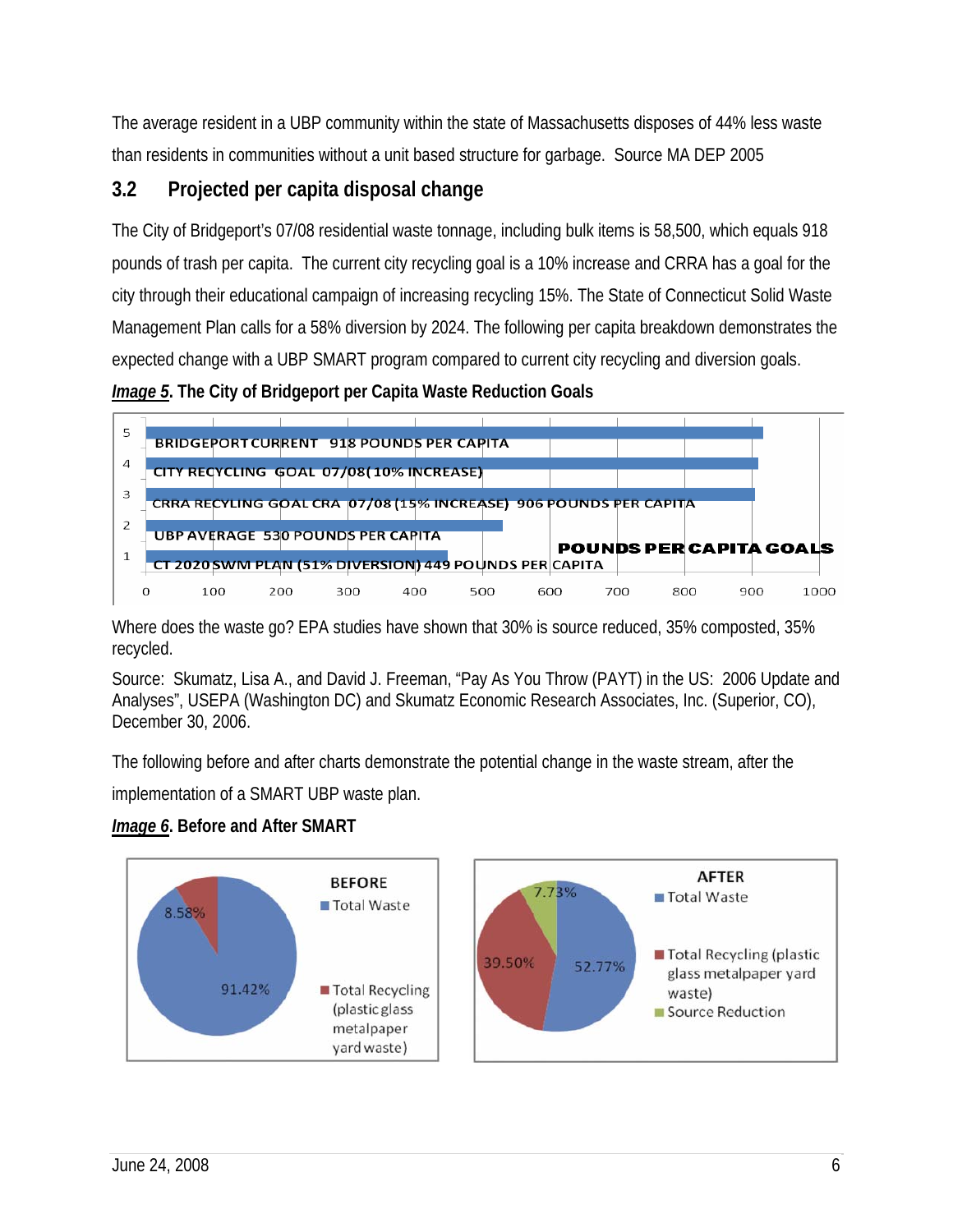The average resident in a UBP community within the state of Massachusetts disposes of 44% less waste than residents in communities without a unit based structure for garbage. Source MA DEP 2005

## 3.2 Projected per capita disposal change

The City of Bridgeport's 07/08 residential waste tonnage, including bulk items is 58,500, which equals 918 pounds of trash per capita. The current city recycling goal is a 10% increase and CRRA has a goal for the city through their educational campaign of increasing recycling 15%. The State of Connecticut Solid Waste Management Plan calls for a 58% diversion by 2024. The following per capita breakdown demonstrates the expected change with a UBP SMART program compared to current city recycling and diversion goals.

***Image 5*. The City of Bridgeport per Capita Waste Reduction Goals**

POUNDS PER CAPITA GOALS

| | |
|---|---|
| 5 | BRIDGEPORT CURRENT 918 POUNDS PER CAPITA |
| 4 | CITY RECYCLING GOAL 07/08(10% INCREASE) |
| 3 | CRRA RECYLING GOAL CRA 07/08 (15% INCREASE) 906 POUNDS PER CAPITA |
| 2 | UBP AVERAGE 530 POUNDS PER CAPITA |
| 1 | CT 2020 SWM PLAN (51% DIVERSION) 449 POUNDS PER CAPITA |

Where does the waste go? EPA studies have shown that 30% is source reduced, 35% composted, 35% recycled.

Source: Skumatz, Lisa A., and David J. Freeman, "Pay As You Throw (PAYT) in the US: 2006 Update and Analyses", USEPA (Washington DC) and Skumatz Economic Research Associates, Inc. (Superior, CO), December 30, 2006.

The following before and after charts demonstrate the potential change in the waste stream, after the implementation of a SMART UBP waste plan.

***Image 6*. Before and After SMART**

| | BEFORE | AFTER |
|---|---|---|
| Total Waste | 91.42% | 52.77% |
| Total Recycling (plastic glass metalpaper yard waste) | 8.58% | 39.50% |
| Source Reduction | | 7.73% |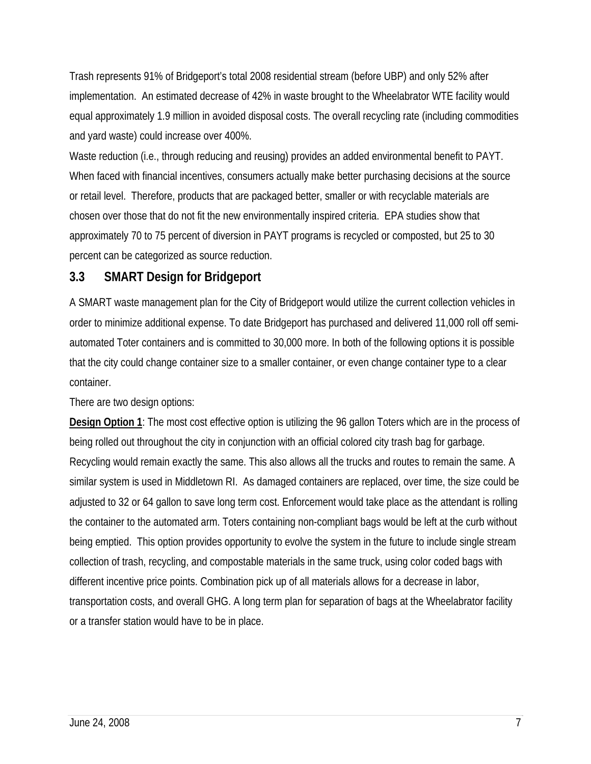Trash represents 91% of Bridgeport's total 2008 residential stream (before UBP) and only 52% after implementation. An estimated decrease of 42% in waste brought to the Wheelabrator WTE facility would equal approximately 1.9 million in avoided disposal costs. The overall recycling rate (including commodities and yard waste) could increase over 400%.

Waste reduction (i.e., through reducing and reusing) provides an added environmental benefit to PAYT. When faced with financial incentives, consumers actually make better purchasing decisions at the source or retail level. Therefore, products that are packaged better, smaller or with recyclable materials are chosen over those that do not fit the new environmentally inspired criteria. EPA studies show that approximately 70 to 75 percent of diversion in PAYT programs is recycled or composted, but 25 to 30 percent can be categorized as source reduction.

## 3.3 SMART Design for Bridgeport

A SMART waste management plan for the City of Bridgeport would utilize the current collection vehicles in order to minimize additional expense. To date Bridgeport has purchased and delivered 11,000 roll off semi-automated Toter containers and is committed to 30,000 more. In both of the following options it is possible that the city could change container size to a smaller container, or even change container type to a clear container.

There are two design options:

**Design Option 1**: The most cost effective option is utilizing the 96 gallon Toters which are in the process of being rolled out throughout the city in conjunction with an official colored city trash bag for garbage. Recycling would remain exactly the same. This also allows all the trucks and routes to remain the same. A similar system is used in Middletown RI. As damaged containers are replaced, over time, the size could be adjusted to 32 or 64 gallon to save long term cost. Enforcement would take place as the attendant is rolling the container to the automated arm. Toters containing non-compliant bags would be left at the curb without being emptied. This option provides opportunity to evolve the system in the future to include single stream collection of trash, recycling, and compostable materials in the same truck, using color coded bags with different incentive price points. Combination pick up of all materials allows for a decrease in labor, transportation costs, and overall GHG. A long term plan for separation of bags at the Wheelabrator facility or a transfer station would have to be in place.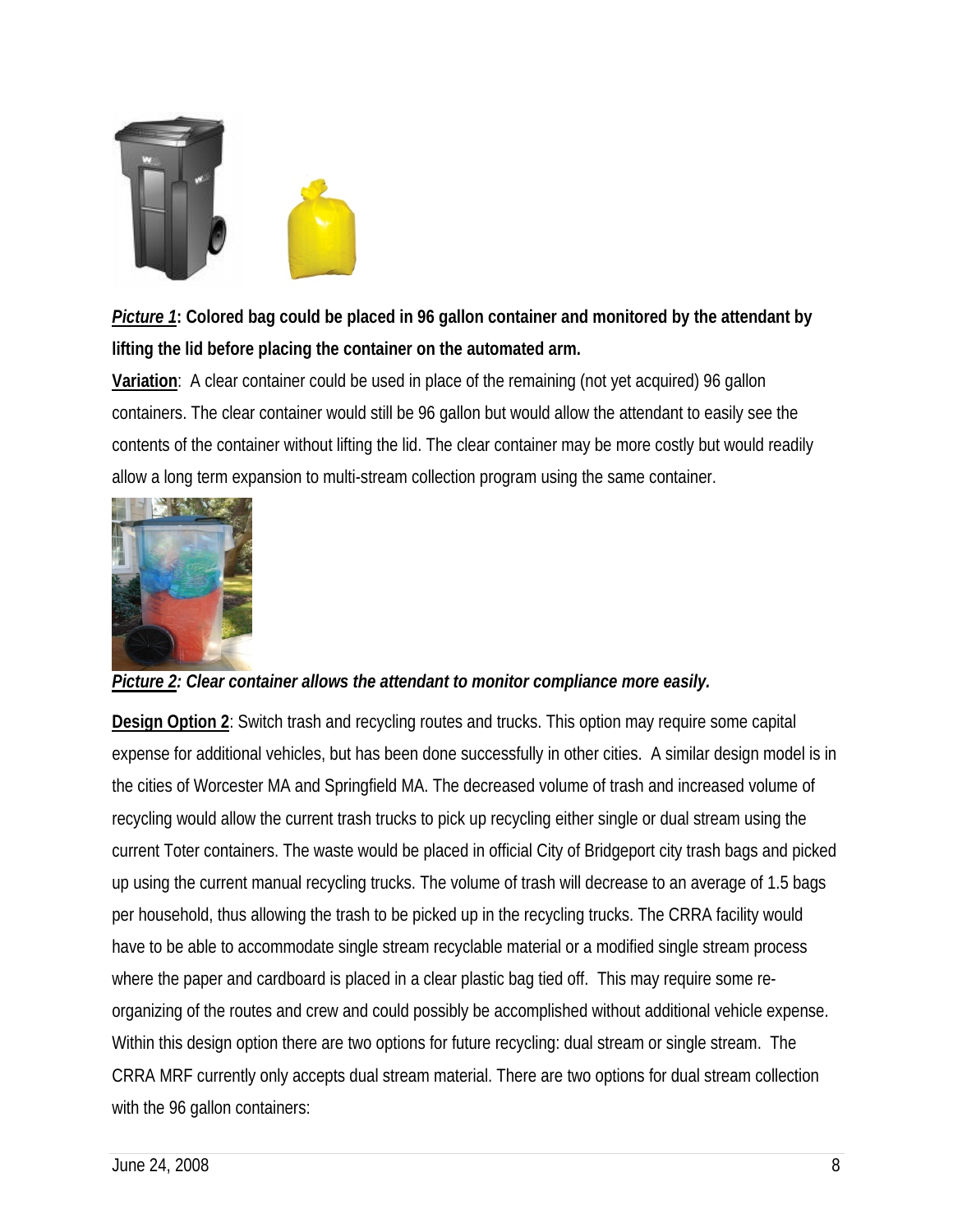***Picture 1*: Colored bag could be placed in 96 gallon container and monitored by the attendant by lifting the lid before placing the container on the automated arm.**

**Variation**: A clear container could be used in place of the remaining (not yet acquired) 96 gallon containers. The clear container would still be 96 gallon but would allow the attendant to easily see the contents of the container without lifting the lid. The clear container may be more costly but would readily allow a long term expansion to multi-stream collection program using the same container.

***Picture 2*: Clear container allows the attendant to monitor compliance more easily.**

**Design Option 2**: Switch trash and recycling routes and trucks. This option may require some capital expense for additional vehicles, but has been done successfully in other cities. A similar design model is in the cities of Worcester MA and Springfield MA. The decreased volume of trash and increased volume of recycling would allow the current trash trucks to pick up recycling either single or dual stream using the current Toter containers. The waste would be placed in official City of Bridgeport city trash bags and picked up using the current manual recycling trucks. The volume of trash will decrease to an average of 1.5 bags per household, thus allowing the trash to be picked up in the recycling trucks. The CRRA facility would have to be able to accommodate single stream recyclable material or a modified single stream process where the paper and cardboard is placed in a clear plastic bag tied off. This may require some re-organizing of the routes and crew and could possibly be accomplished without additional vehicle expense. Within this design option there are two options for future recycling: dual stream or single stream. The CRRA MRF currently only accepts dual stream material. There are two options for dual stream collection with the 96 gallon containers: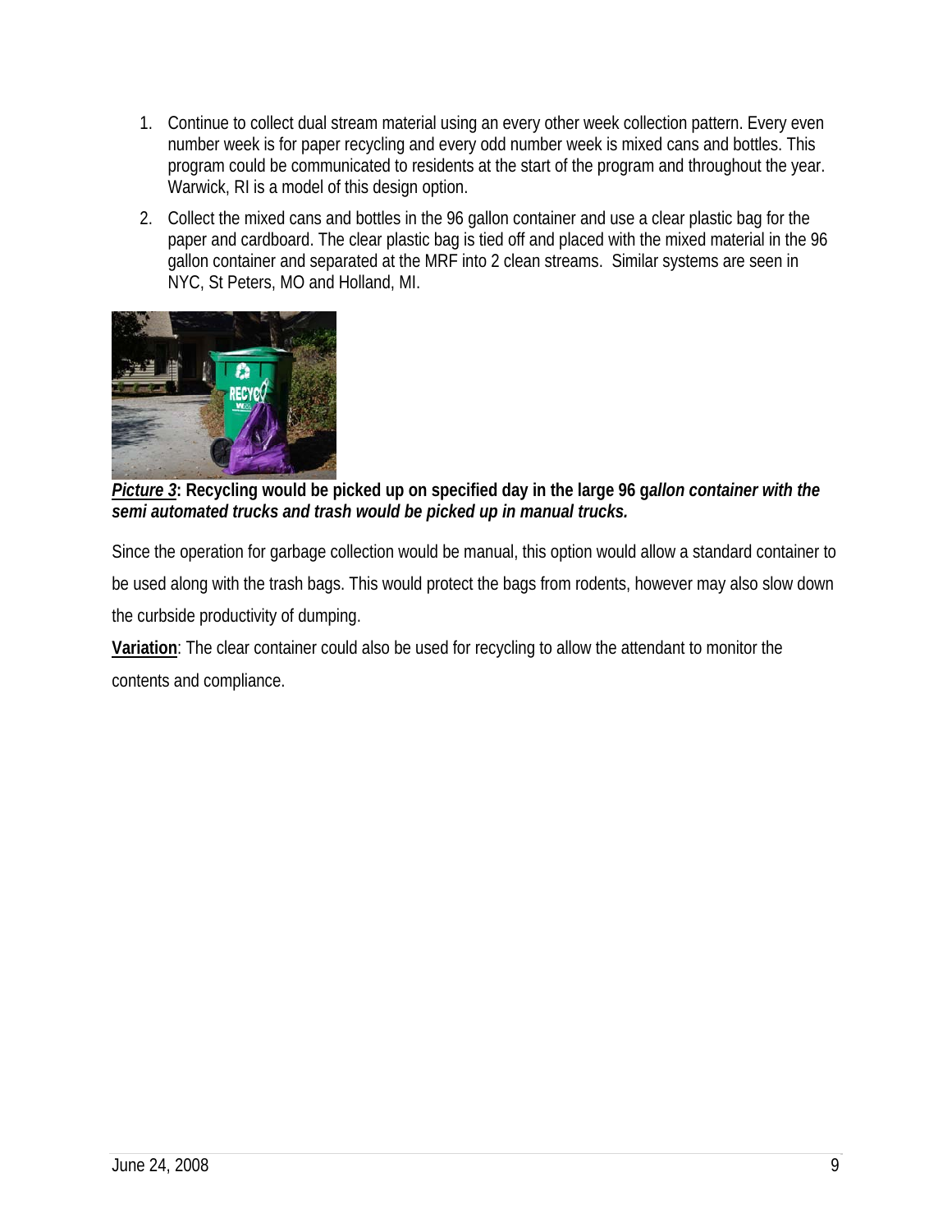1. Continue to collect dual stream material using an every other week collection pattern. Every even number week is for paper recycling and every odd number week is mixed cans and bottles. This program could be communicated to residents at the start of the program and throughout the year. Warwick, RI is a model of this design option.
2. Collect the mixed cans and bottles in the 96 gallon container and use a clear plastic bag for the paper and cardboard. The clear plastic bag is tied off and placed with the mixed material in the 96 gallon container and separated at the MRF into 2 clean streams. Similar systems are seen in NYC, St Peters, MO and Holland, MI.

***__Picture 3__*: Recycling would be picked up on specified day in the large 96 g*allon container with the semi automated trucks and trash would be picked up in manual trucks.***

Since the operation for garbage collection would be manual, this option would allow a standard container to be used along with the trash bags. This would protect the bags from rodents, however may also slow down the curbside productivity of dumping.

**__Variation__**: The clear container could also be used for recycling to allow the attendant to monitor the contents and compliance.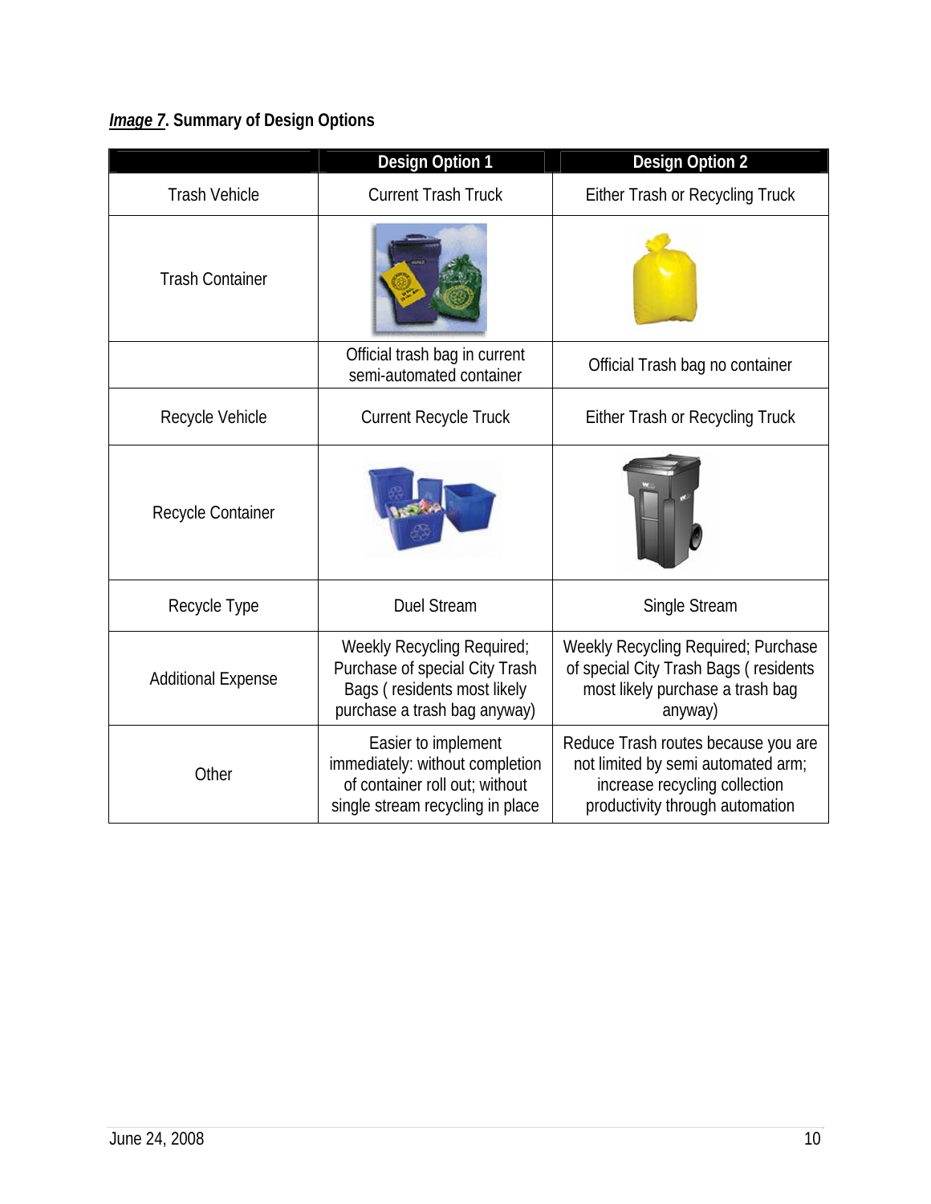***Image 7*. Summary of Design Options**

| | Design Option 1 | Design Option 2 |
|---|---|---|
| Trash Vehicle | Current Trash Truck | Either Trash or Recycling Truck |
| Trash Container | | |
| | Official trash bag in current semi-automated container | Official Trash bag no container |
| Recycle Vehicle | Current Recycle Truck | Either Trash or Recycling Truck |
| Recycle Container | | |
| Recycle Type | Duel Stream | Single Stream |
| Additional Expense | Weekly Recycling Required; Purchase of special City Trash Bags ( residents most likely purchase a trash bag anyway) | Weekly Recycling Required; Purchase of special City Trash Bags ( residents most likely purchase a trash bag anyway) |
| Other | Easier to implement immediately: without completion of container roll out; without single stream recycling in place | Reduce Trash routes because you are not limited by semi automated arm; increase recycling collection productivity through automation |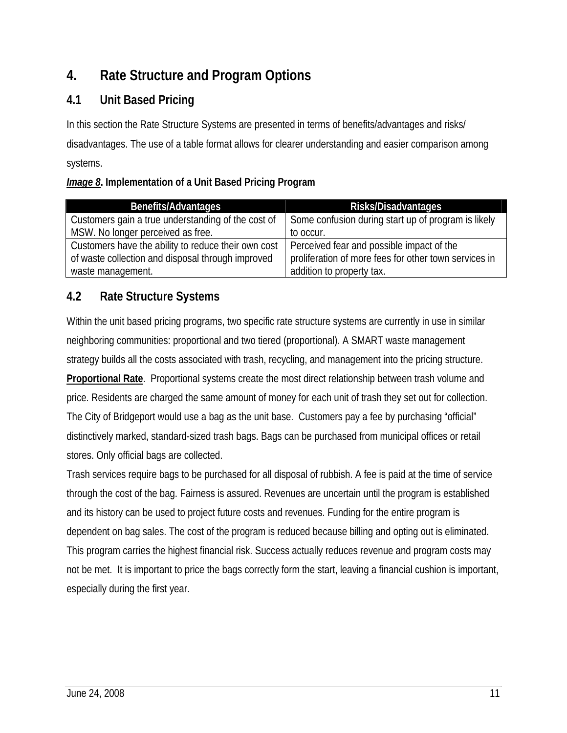# 4. Rate Structure and Program Options

## 4.1 Unit Based Pricing

In this section the Rate Structure Systems are presented in terms of benefits/advantages and risks/ disadvantages. The use of a table format allows for clearer understanding and easier comparison among systems.

***Image 8*. Implementation of a Unit Based Pricing Program**

| Benefits/Advantages | Risks/Disadvantages |
|---|---|
| Customers gain a true understanding of the cost of MSW. No longer perceived as free. | Some confusion during start up of program is likely to occur. |
| Customers have the ability to reduce their own cost of waste collection and disposal through improved waste management. | Perceived fear and possible impact of the proliferation of more fees for other town services in addition to property tax. |

## 4.2 Rate Structure Systems

Within the unit based pricing programs, two specific rate structure systems are currently in use in similar neighboring communities: proportional and two tiered (proportional). A SMART waste management strategy builds all the costs associated with trash, recycling, and management into the pricing structure.

**Proportional Rate**. Proportional systems create the most direct relationship between trash volume and price. Residents are charged the same amount of money for each unit of trash they set out for collection. The City of Bridgeport would use a bag as the unit base. Customers pay a fee by purchasing "official" distinctively marked, standard-sized trash bags. Bags can be purchased from municipal offices or retail stores. Only official bags are collected.

Trash services require bags to be purchased for all disposal of rubbish. A fee is paid at the time of service through the cost of the bag. Fairness is assured. Revenues are uncertain until the program is established and its history can be used to project future costs and revenues. Funding for the entire program is dependent on bag sales. The cost of the program is reduced because billing and opting out is eliminated. This program carries the highest financial risk. Success actually reduces revenue and program costs may not be met. It is important to price the bags correctly form the start, leaving a financial cushion is important, especially during the first year.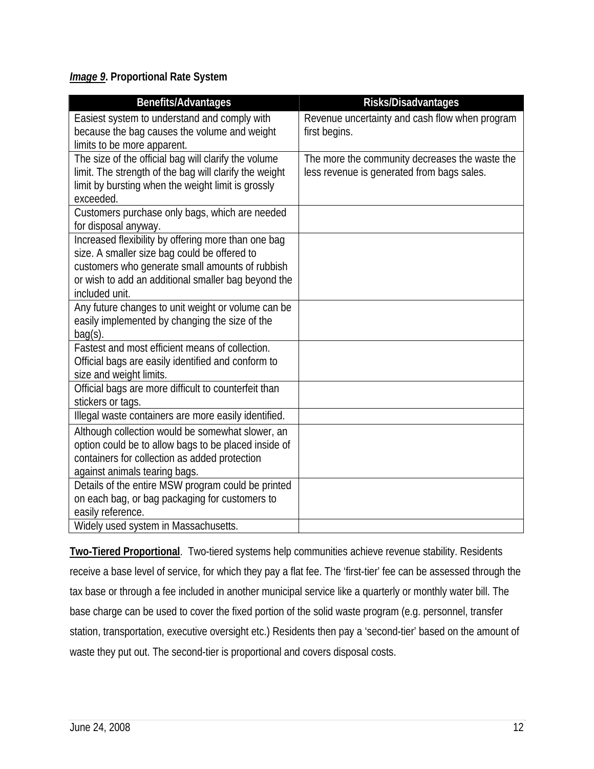***Image 9*. Proportional Rate System**

| Benefits/Advantages | Risks/Disadvantages |
|---|---|
| Easiest system to understand and comply with because the bag causes the volume and weight limits to be more apparent. | Revenue uncertainty and cash flow when program first begins. |
| The size of the official bag will clarify the volume limit. The strength of the bag will clarify the weight limit by bursting when the weight limit is grossly exceeded. | The more the community decreases the waste the less revenue is generated from bags sales. |
| Customers purchase only bags, which are needed for disposal anyway. | |
| Increased flexibility by offering more than one bag size. A smaller size bag could be offered to customers who generate small amounts of rubbish or wish to add an additional smaller bag beyond the included unit. | |
| Any future changes to unit weight or volume can be easily implemented by changing the size of the bag(s). | |
| Fastest and most efficient means of collection. Official bags are easily identified and conform to size and weight limits. | |
| Official bags are more difficult to counterfeit than stickers or tags. | |
| Illegal waste containers are more easily identified. | |
| Although collection would be somewhat slower, an option could be to allow bags to be placed inside of containers for collection as added protection against animals tearing bags. | |
| Details of the entire MSW program could be printed on each bag, or bag packaging for customers to easily reference. | |
| Widely used system in Massachusetts. | |

**Two-Tiered Proportional**. Two-tiered systems help communities achieve revenue stability. Residents receive a base level of service, for which they pay a flat fee. The 'first-tier' fee can be assessed through the tax base or through a fee included in another municipal service like a quarterly or monthly water bill. The base charge can be used to cover the fixed portion of the solid waste program (e.g. personnel, transfer station, transportation, executive oversight etc.) Residents then pay a 'second-tier' based on the amount of waste they put out. The second-tier is proportional and covers disposal costs.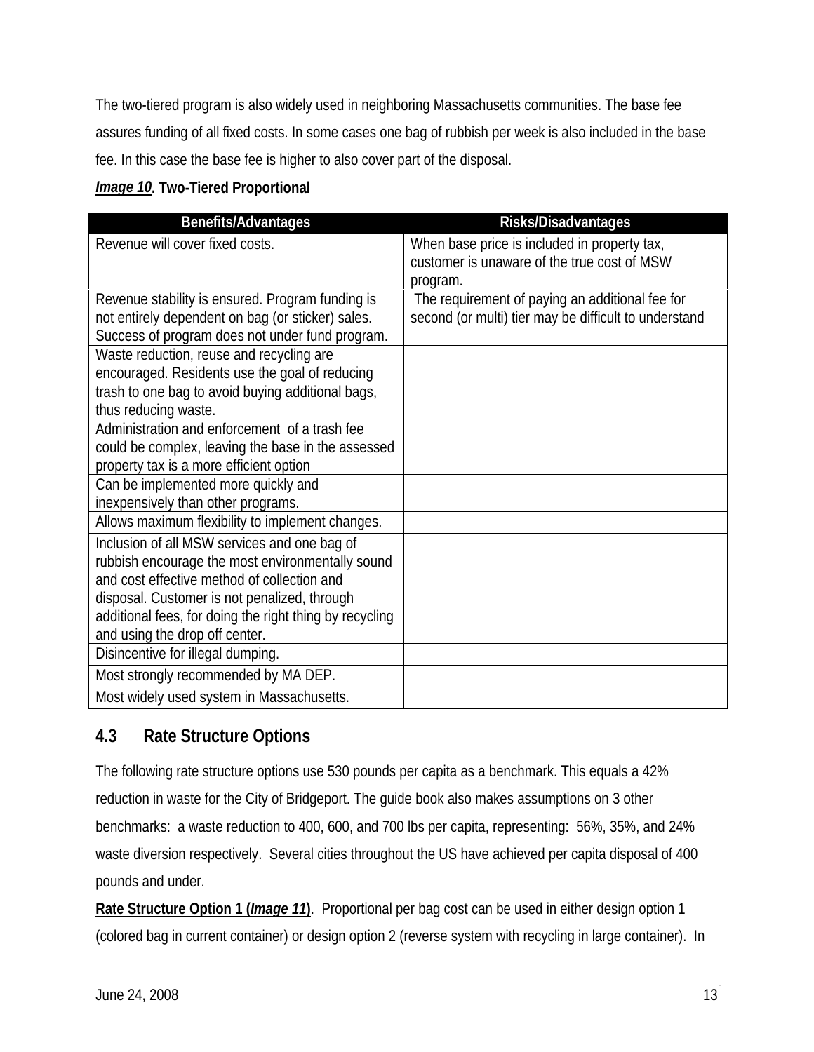The two-tiered program is also widely used in neighboring Massachusetts communities. The base fee assures funding of all fixed costs. In some cases one bag of rubbish per week is also included in the base fee. In this case the base fee is higher to also cover part of the disposal.

***Image 10*. Two-Tiered Proportional**

| Benefits/Advantages | Risks/Disadvantages |
|---|---|
| Revenue will cover fixed costs. | When base price is included in property tax, customer is unaware of the true cost of MSW program. |
| Revenue stability is ensured. Program funding is not entirely dependent on bag (or sticker) sales. Success of program does not under fund program. | The requirement of paying an additional fee for second (or multi) tier may be difficult to understand |
| Waste reduction, reuse and recycling are encouraged. Residents use the goal of reducing trash to one bag to avoid buying additional bags, thus reducing waste. | |
| Administration and enforcement of a trash fee could be complex, leaving the base in the assessed property tax is a more efficient option | |
| Can be implemented more quickly and inexpensively than other programs. | |
| Allows maximum flexibility to implement changes. | |
| Inclusion of all MSW services and one bag of rubbish encourage the most environmentally sound and cost effective method of collection and disposal. Customer is not penalized, through additional fees, for doing the right thing by recycling and using the drop off center. | |
| Disincentive for illegal dumping. | |
| Most strongly recommended by MA DEP. | |
| Most widely used system in Massachusetts. | |

## 4.3 Rate Structure Options

The following rate structure options use 530 pounds per capita as a benchmark. This equals a 42% reduction in waste for the City of Bridgeport. The guide book also makes assumptions on 3 other benchmarks: a waste reduction to 400, 600, and 700 lbs per capita, representing: 56%, 35%, and 24% waste diversion respectively. Several cities throughout the US have achieved per capita disposal of 400 pounds and under.

**Rate Structure Option 1 (*Image 11*)**. Proportional per bag cost can be used in either design option 1 (colored bag in current container) or design option 2 (reverse system with recycling in large container). In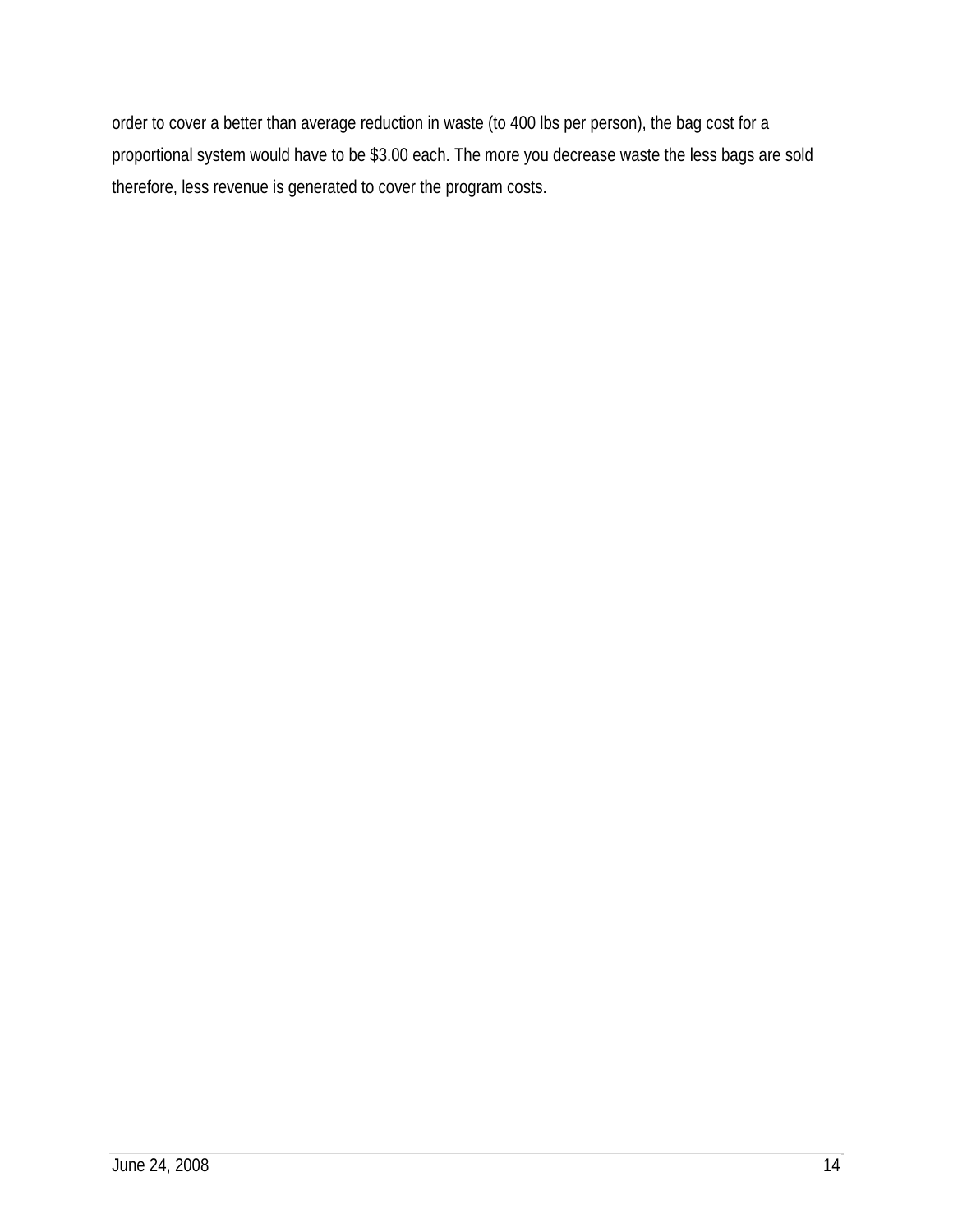order to cover a better than average reduction in waste (to 400 lbs per person), the bag cost for a proportional system would have to be $3.00 each. The more you decrease waste the less bags are sold therefore, less revenue is generated to cover the program costs.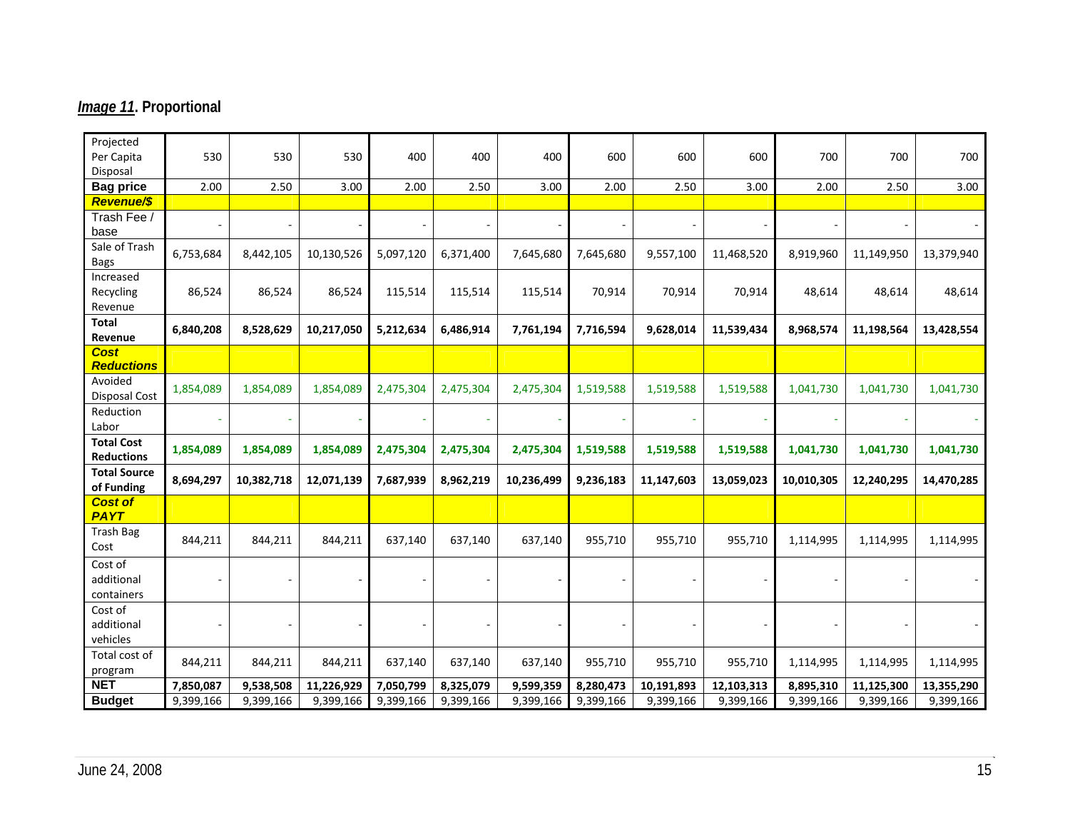***Image 11*. Proportional**

| Projected Per Capita Disposal | 530 | 530 | 530 | 400 | 400 | 400 | 600 | 600 | 600 | 700 | 700 | 700 |
|---|---|---|---|---|---|---|---|---|---|---|---|---|
| **Bag price** | 2.00 | 2.50 | 3.00 | 2.00 | 2.50 | 3.00 | 2.00 | 2.50 | 3.00 | 2.00 | 2.50 | 3.00 |
| ***Revenue/$*** | | | | | | | | | | | | |
| Trash Fee / base | - | - | - | - | - | - | - | - | - | - | - | - |
| Sale of Trash Bags | 6,753,684 | 8,442,105 | 10,130,526 | 5,097,120 | 6,371,400 | 7,645,680 | 7,645,680 | 9,557,100 | 11,468,520 | 8,919,960 | 11,149,950 | 13,379,940 |
| Increased Recycling Revenue | 86,524 | 86,524 | 86,524 | 115,514 | 115,514 | 115,514 | 70,914 | 70,914 | 70,914 | 48,614 | 48,614 | 48,614 |
| **Total Revenue** | **6,840,208** | **8,528,629** | **10,217,050** | **5,212,634** | **6,486,914** | **7,761,194** | **7,716,594** | **9,628,014** | **11,539,434** | **8,968,574** | **11,198,564** | **13,428,554** |
| ***Cost Reductions*** | | | | | | | | | | | | |
| Avoided Disposal Cost | 1,854,089 | 1,854,089 | 1,854,089 | 2,475,304 | 2,475,304 | 2,475,304 | 1,519,588 | 1,519,588 | 1,519,588 | 1,041,730 | 1,041,730 | 1,041,730 |
| Reduction Labor | - | - | - | - | - | - | - | - | - | - | - | - |
| **Total Cost Reductions** | **1,854,089** | **1,854,089** | **1,854,089** | **2,475,304** | **2,475,304** | **2,475,304** | **1,519,588** | **1,519,588** | **1,519,588** | **1,041,730** | **1,041,730** | **1,041,730** |
| **Total Source of Funding** | **8,694,297** | **10,382,718** | **12,071,139** | **7,687,939** | **8,962,219** | **10,236,499** | **9,236,183** | **11,147,603** | **13,059,023** | **10,010,305** | **12,240,295** | **14,470,285** |
| ***Cost of PAYT*** | | | | | | | | | | | | |
| Trash Bag Cost | 844,211 | 844,211 | 844,211 | 637,140 | 637,140 | 637,140 | 955,710 | 955,710 | 955,710 | 1,114,995 | 1,114,995 | 1,114,995 |
| Cost of additional containers | - | - | - | - | - | - | - | - | - | - | - | - |
| Cost of additional vehicles | - | - | - | - | - | - | - | - | - | - | - | - |
| Total cost of program | 844,211 | 844,211 | 844,211 | 637,140 | 637,140 | 637,140 | 955,710 | 955,710 | 955,710 | 1,114,995 | 1,114,995 | 1,114,995 |
| **NET** | **7,850,087** | **9,538,508** | **11,226,929** | **7,050,799** | **8,325,079** | **9,599,359** | **8,280,473** | **10,191,893** | **12,103,313** | **8,895,310** | **11,125,300** | **13,355,290** |
| **Budget** | 9,399,166 | 9,399,166 | 9,399,166 | 9,399,166 | 9,399,166 | 9,399,166 | 9,399,166 | 9,399,166 | 9,399,166 | 9,399,166 | 9,399,166 | 9,399,166 |

June 24, 2008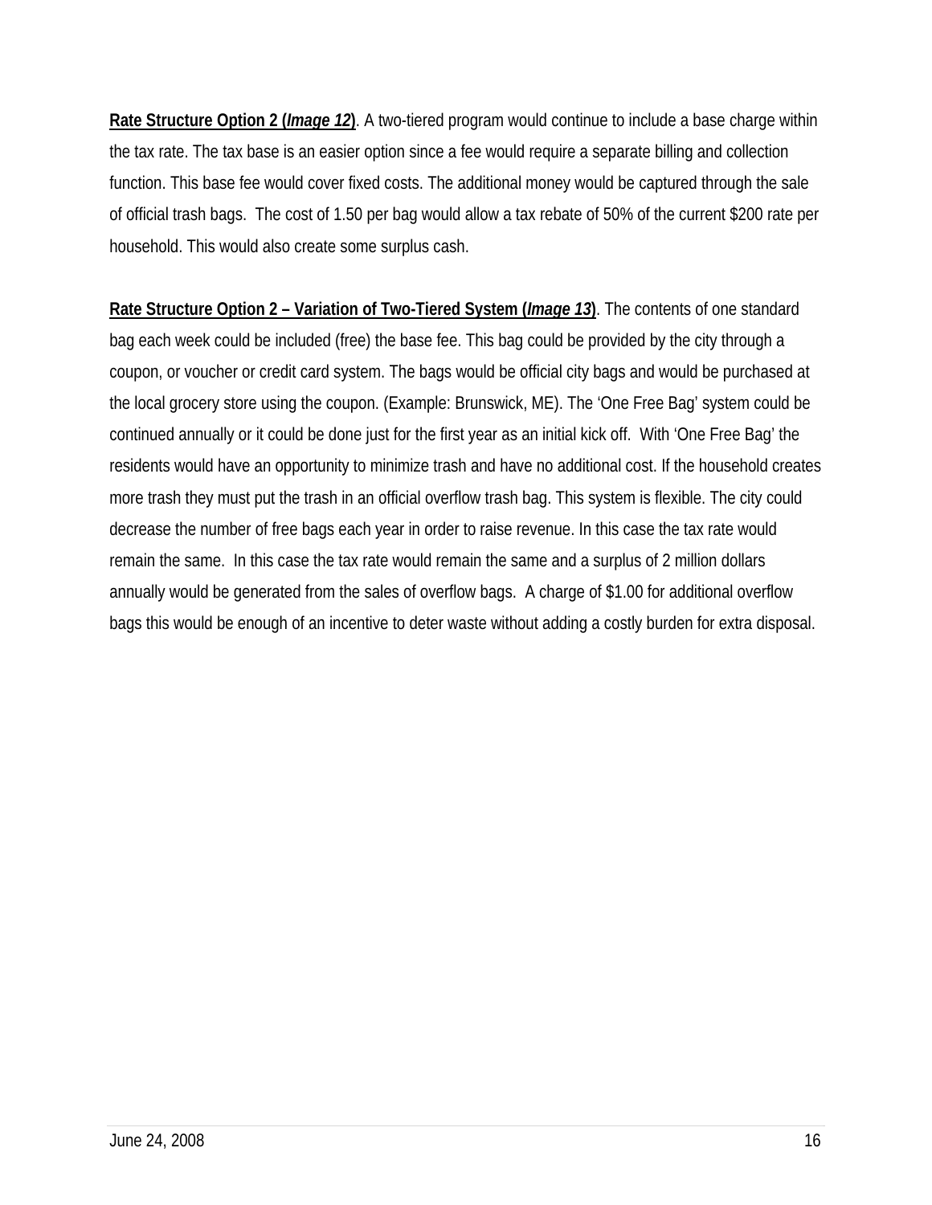**<u>Rate Structure Option 2 (*Image 12*)</u>**. A two-tiered program would continue to include a base charge within the tax rate. The tax base is an easier option since a fee would require a separate billing and collection function. This base fee would cover fixed costs. The additional money would be captured through the sale of official trash bags. The cost of 1.50 per bag would allow a tax rebate of 50% of the current $200 rate per household. This would also create some surplus cash.

**<u>Rate Structure Option 2 – Variation of Two-Tiered System (*Image 13*)</u>**. The contents of one standard bag each week could be included (free) the base fee. This bag could be provided by the city through a coupon, or voucher or credit card system. The bags would be official city bags and would be purchased at the local grocery store using the coupon. (Example: Brunswick, ME). The 'One Free Bag' system could be continued annually or it could be done just for the first year as an initial kick off. With 'One Free Bag' the residents would have an opportunity to minimize trash and have no additional cost. If the household creates more trash they must put the trash in an official overflow trash bag. This system is flexible. The city could decrease the number of free bags each year in order to raise revenue. In this case the tax rate would remain the same. In this case the tax rate would remain the same and a surplus of 2 million dollars annually would be generated from the sales of overflow bags. A charge of $1.00 for additional overflow bags this would be enough of an incentive to deter waste without adding a costly burden for extra disposal.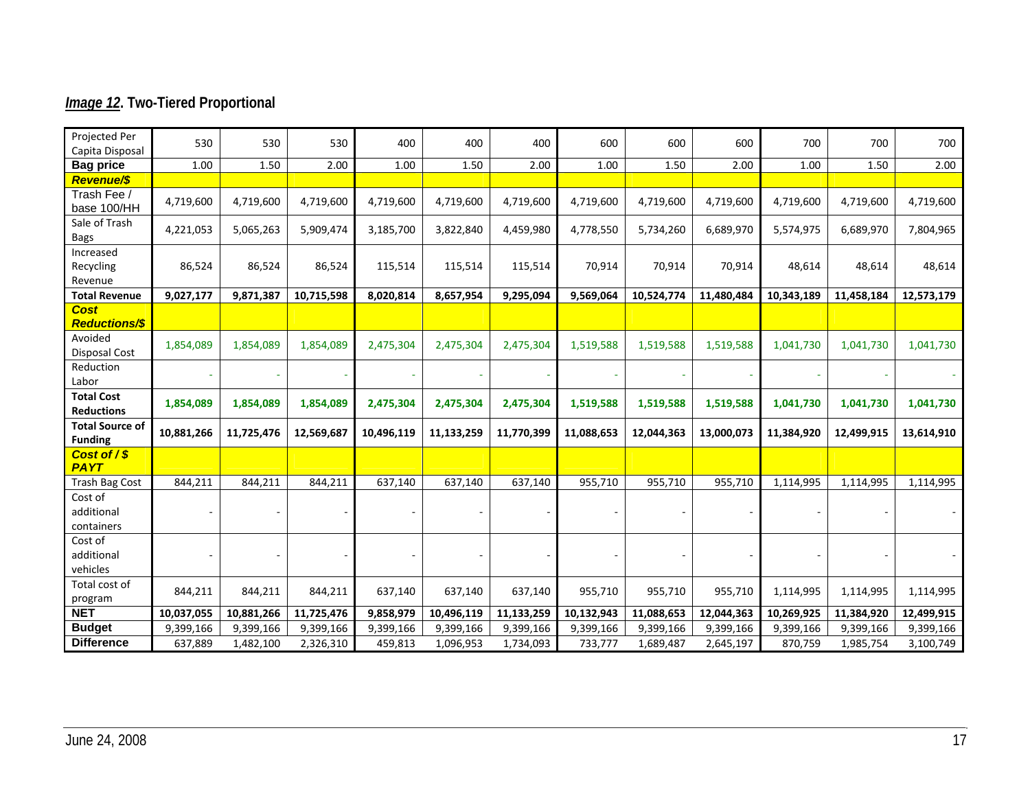***Image 12*. Two-Tiered Proportional**

| Projected Per Capita Disposal | 530 | 530 | 530 | 400 | 400 | 400 | 600 | 600 | 600 | 700 | 700 | 700 |
|---|---|---|---|---|---|---|---|---|---|---|---|---|
| **Bag price** | 1.00 | 1.50 | 2.00 | 1.00 | 1.50 | 2.00 | 1.00 | 1.50 | 2.00 | 1.00 | 1.50 | 2.00 |
| ***Revenue/$*** | | | | | | | | | | | | |
| Trash Fee / base 100/HH | 4,719,600 | 4,719,600 | 4,719,600 | 4,719,600 | 4,719,600 | 4,719,600 | 4,719,600 | 4,719,600 | 4,719,600 | 4,719,600 | 4,719,600 | 4,719,600 |
| Sale of Trash Bags | 4,221,053 | 5,065,263 | 5,909,474 | 3,185,700 | 3,822,840 | 4,459,980 | 4,778,550 | 5,734,260 | 6,689,970 | 5,574,975 | 6,689,970 | 7,804,965 |
| Increased Recycling Revenue | 86,524 | 86,524 | 86,524 | 115,514 | 115,514 | 115,514 | 70,914 | 70,914 | 70,914 | 48,614 | 48,614 | 48,614 |
| **Total Revenue** | **9,027,177** | **9,871,387** | **10,715,598** | **8,020,814** | **8,657,954** | **9,295,094** | **9,569,064** | **10,524,774** | **11,480,484** | **10,343,189** | **11,458,184** | **12,573,179** |
| ***Cost Reductions/$*** | | | | | | | | | | | | |
| Avoided Disposal Cost | 1,854,089 | 1,854,089 | 1,854,089 | 2,475,304 | 2,475,304 | 2,475,304 | 1,519,588 | 1,519,588 | 1,519,588 | 1,041,730 | 1,041,730 | 1,041,730 |
| Reduction Labor | - | - | - | - | - | - | - | - | - | - | - | - |
| **Total Cost Reductions** | **1,854,089** | **1,854,089** | **1,854,089** | **2,475,304** | **2,475,304** | **2,475,304** | **1,519,588** | **1,519,588** | **1,519,588** | **1,041,730** | **1,041,730** | **1,041,730** |
| **Total Source of Funding** | **10,881,266** | **11,725,476** | **12,569,687** | **10,496,119** | **11,133,259** | **11,770,399** | **11,088,653** | **12,044,363** | **13,000,073** | **11,384,920** | **12,499,915** | **13,614,910** |
| ***Cost of / $ PAYT*** | | | | | | | | | | | | |
| Trash Bag Cost | 844,211 | 844,211 | 844,211 | 637,140 | 637,140 | 637,140 | 955,710 | 955,710 | 955,710 | 1,114,995 | 1,114,995 | 1,114,995 |
| Cost of additional containers | - | - | - | - | - | - | - | - | - | - | - | - |
| Cost of additional vehicles | - | - | - | - | - | - | - | - | - | - | - | - |
| Total cost of program | 844,211 | 844,211 | 844,211 | 637,140 | 637,140 | 637,140 | 955,710 | 955,710 | 955,710 | 1,114,995 | 1,114,995 | 1,114,995 |
| **NET** | **10,037,055** | **10,881,266** | **11,725,476** | **9,858,979** | **10,496,119** | **11,133,259** | **10,132,943** | **11,088,653** | **12,044,363** | **10,269,925** | **11,384,920** | **12,499,915** |
| **Budget** | 9,399,166 | 9,399,166 | 9,399,166 | 9,399,166 | 9,399,166 | 9,399,166 | 9,399,166 | 9,399,166 | 9,399,166 | 9,399,166 | 9,399,166 | 9,399,166 |
| **Difference** | 637,889 | 1,482,100 | 2,326,310 | 459,813 | 1,096,953 | 1,734,093 | 733,777 | 1,689,487 | 2,645,197 | 870,759 | 1,985,754 | 3,100,749 |

June 24, 2008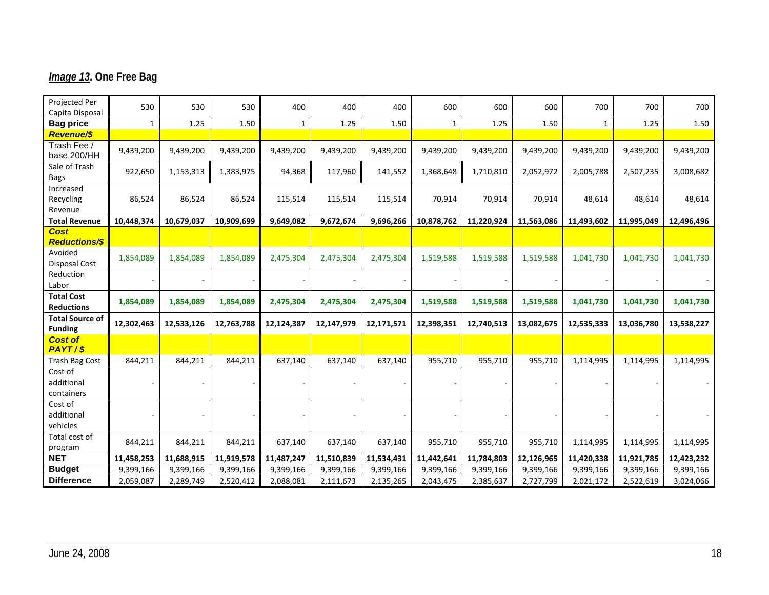***Image 13*. One Free Bag**

| Projected Per Capita Disposal | 530 | 530 | 530 | 400 | 400 | 400 | 600 | 600 | 600 | 700 | 700 | 700 |
|---|---|---|---|---|---|---|---|---|---|---|---|---|
| **Bag price** | 1 | 1.25 | 1.50 | 1 | 1.25 | 1.50 | 1 | 1.25 | 1.50 | 1 | 1.25 | 1.50 |
| ***Revenue/$*** | | | | | | | | | | | | |
| Trash Fee / base 200/HH | 9,439,200 | 9,439,200 | 9,439,200 | 9,439,200 | 9,439,200 | 9,439,200 | 9,439,200 | 9,439,200 | 9,439,200 | 9,439,200 | 9,439,200 | 9,439,200 |
| Sale of Trash Bags | 922,650 | 1,153,313 | 1,383,975 | 94,368 | 117,960 | 141,552 | 1,368,648 | 1,710,810 | 2,052,972 | 2,005,788 | 2,507,235 | 3,008,682 |
| Increased Recycling Revenue | 86,524 | 86,524 | 86,524 | 115,514 | 115,514 | 115,514 | 70,914 | 70,914 | 70,914 | 48,614 | 48,614 | 48,614 |
| **Total Revenue** | **10,448,374** | **10,679,037** | **10,909,699** | **9,649,082** | **9,672,674** | **9,696,266** | **10,878,762** | **11,220,924** | **11,563,086** | **11,493,602** | **11,995,049** | **12,496,496** |
| ***Cost Reductions/$*** | | | | | | | | | | | | |
| Avoided Disposal Cost | 1,854,089 | 1,854,089 | 1,854,089 | 2,475,304 | 2,475,304 | 2,475,304 | 1,519,588 | 1,519,588 | 1,519,588 | 1,041,730 | 1,041,730 | 1,041,730 |
| Reduction Labor | - | - | - | - | - | - | - | - | - | - | - | - |
| **Total Cost Reductions** | **1,854,089** | **1,854,089** | **1,854,089** | **2,475,304** | **2,475,304** | **2,475,304** | **1,519,588** | **1,519,588** | **1,519,588** | **1,041,730** | **1,041,730** | **1,041,730** |
| **Total Source of Funding** | **12,302,463** | **12,533,126** | **12,763,788** | **12,124,387** | **12,147,979** | **12,171,571** | **12,398,351** | **12,740,513** | **13,082,675** | **12,535,333** | **13,036,780** | **13,538,227** |
| ***Cost of PAYT / $*** | | | | | | | | | | | | |
| Trash Bag Cost | 844,211 | 844,211 | 844,211 | 637,140 | 637,140 | 637,140 | 955,710 | 955,710 | 955,710 | 1,114,995 | 1,114,995 | 1,114,995 |
| Cost of additional containers | - | - | - | - | - | - | - | - | - | - | - | - |
| Cost of additional vehicles | - | - | - | - | - | - | - | - | - | - | - | - |
| Total cost of program | 844,211 | 844,211 | 844,211 | 637,140 | 637,140 | 637,140 | 955,710 | 955,710 | 955,710 | 1,114,995 | 1,114,995 | 1,114,995 |
| **NET** | **11,458,253** | **11,688,915** | **11,919,578** | **11,487,247** | **11,510,839** | **11,534,431** | **11,442,641** | **11,784,803** | **12,126,965** | **11,420,338** | **11,921,785** | **12,423,232** |
| **Budget** | 9,399,166 | 9,399,166 | 9,399,166 | 9,399,166 | 9,399,166 | 9,399,166 | 9,399,166 | 9,399,166 | 9,399,166 | 9,399,166 | 9,399,166 | 9,399,166 |
| **Difference** | 2,059,087 | 2,289,749 | 2,520,412 | 2,088,081 | 2,111,673 | 2,135,265 | 2,043,475 | 2,385,637 | 2,727,799 | 2,021,172 | 2,522,619 | 3,024,066 |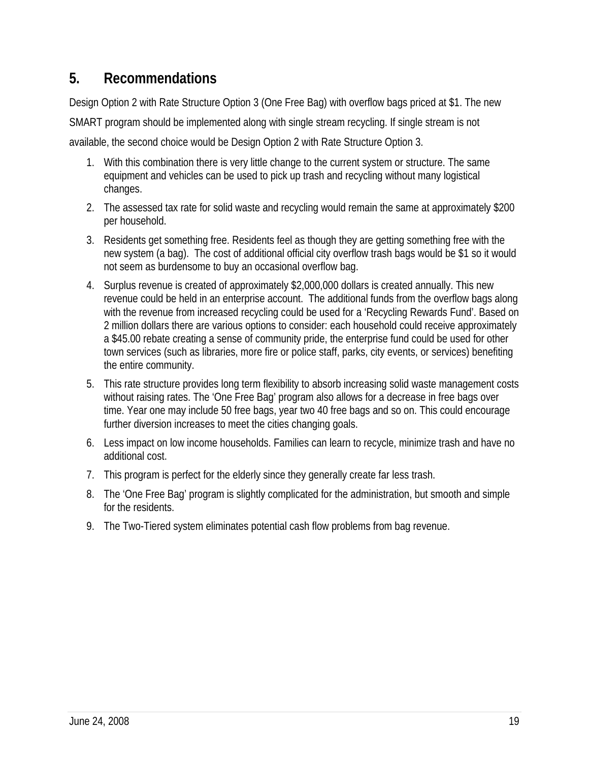## 5. Recommendations

Design Option 2 with Rate Structure Option 3 (One Free Bag) with overflow bags priced at $1. The new SMART program should be implemented along with single stream recycling. If single stream is not available, the second choice would be Design Option 2 with Rate Structure Option 3.

1. With this combination there is very little change to the current system or structure. The same equipment and vehicles can be used to pick up trash and recycling without many logistical changes.
2. The assessed tax rate for solid waste and recycling would remain the same at approximately $200 per household.
3. Residents get something free. Residents feel as though they are getting something free with the new system (a bag). The cost of additional official city overflow trash bags would be $1 so it would not seem as burdensome to buy an occasional overflow bag.
4. Surplus revenue is created of approximately $2,000,000 dollars is created annually. This new revenue could be held in an enterprise account. The additional funds from the overflow bags along with the revenue from increased recycling could be used for a 'Recycling Rewards Fund'. Based on 2 million dollars there are various options to consider: each household could receive approximately a $45.00 rebate creating a sense of community pride, the enterprise fund could be used for other town services (such as libraries, more fire or police staff, parks, city events, or services) benefiting the entire community.
5. This rate structure provides long term flexibility to absorb increasing solid waste management costs without raising rates. The 'One Free Bag' program also allows for a decrease in free bags over time. Year one may include 50 free bags, year two 40 free bags and so on. This could encourage further diversion increases to meet the cities changing goals.
6. Less impact on low income households. Families can learn to recycle, minimize trash and have no additional cost.
7. This program is perfect for the elderly since they generally create far less trash.
8. The 'One Free Bag' program is slightly complicated for the administration, but smooth and simple for the residents.
9. The Two-Tiered system eliminates potential cash flow problems from bag revenue.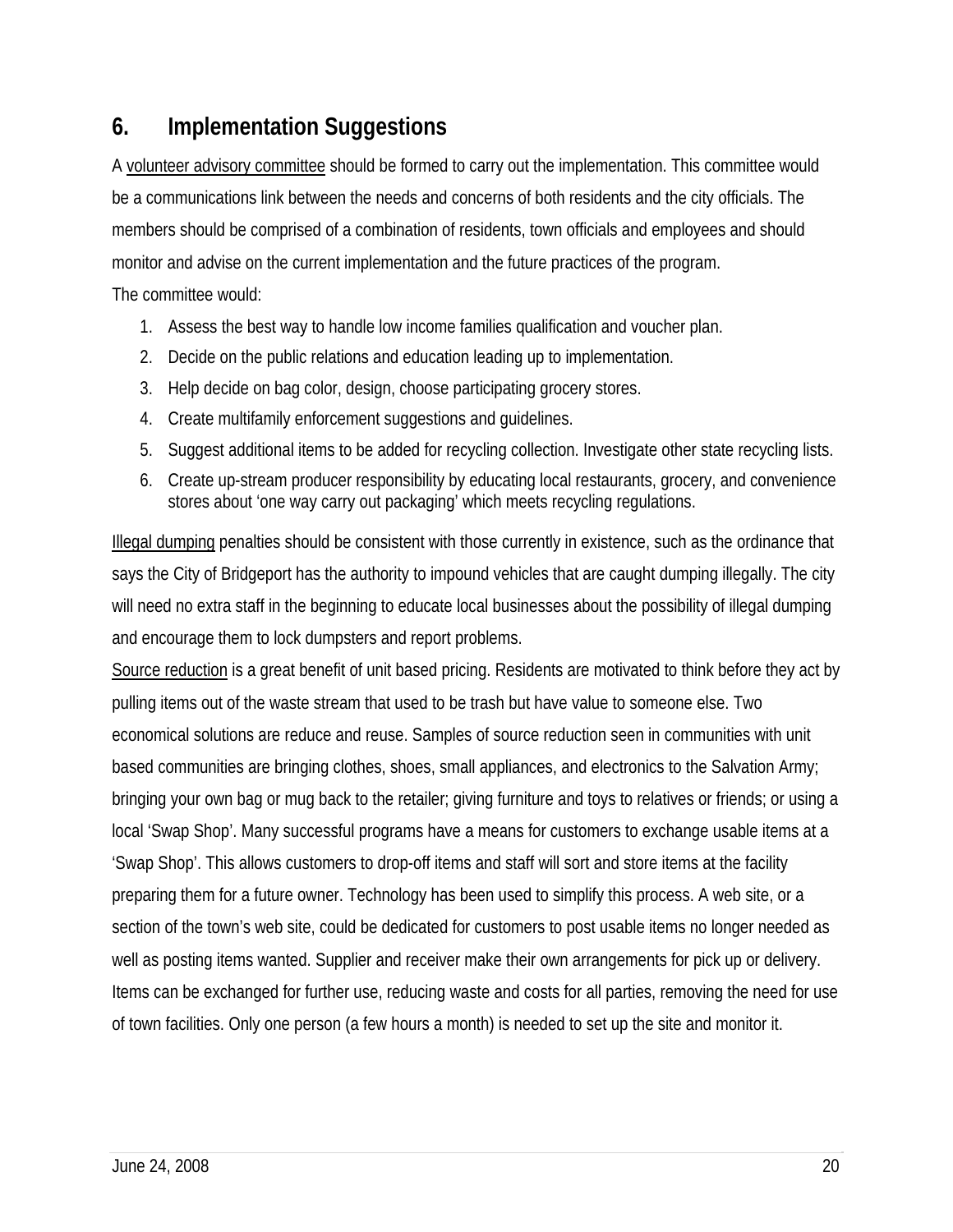## 6. Implementation Suggestions

A <u>volunteer advisory committee</u> should be formed to carry out the implementation. This committee would be a communications link between the needs and concerns of both residents and the city officials. The members should be comprised of a combination of residents, town officials and employees and should monitor and advise on the current implementation and the future practices of the program.

The committee would:

1. Assess the best way to handle low income families qualification and voucher plan.
2. Decide on the public relations and education leading up to implementation.
3. Help decide on bag color, design, choose participating grocery stores.
4. Create multifamily enforcement suggestions and guidelines.
5. Suggest additional items to be added for recycling collection. Investigate other state recycling lists.
6. Create up-stream producer responsibility by educating local restaurants, grocery, and convenience stores about 'one way carry out packaging' which meets recycling regulations.

<u>Illegal dumping</u> penalties should be consistent with those currently in existence, such as the ordinance that says the City of Bridgeport has the authority to impound vehicles that are caught dumping illegally. The city will need no extra staff in the beginning to educate local businesses about the possibility of illegal dumping and encourage them to lock dumpsters and report problems.

<u>Source reduction</u> is a great benefit of unit based pricing. Residents are motivated to think before they act by pulling items out of the waste stream that used to be trash but have value to someone else. Two economical solutions are reduce and reuse. Samples of source reduction seen in communities with unit based communities are bringing clothes, shoes, small appliances, and electronics to the Salvation Army; bringing your own bag or mug back to the retailer; giving furniture and toys to relatives or friends; or using a local 'Swap Shop'. Many successful programs have a means for customers to exchange usable items at a 'Swap Shop'. This allows customers to drop-off items and staff will sort and store items at the facility preparing them for a future owner. Technology has been used to simplify this process. A web site, or a section of the town's web site, could be dedicated for customers to post usable items no longer needed as well as posting items wanted. Supplier and receiver make their own arrangements for pick up or delivery. Items can be exchanged for further use, reducing waste and costs for all parties, removing the need for use of town facilities. Only one person (a few hours a month) is needed to set up the site and monitor it.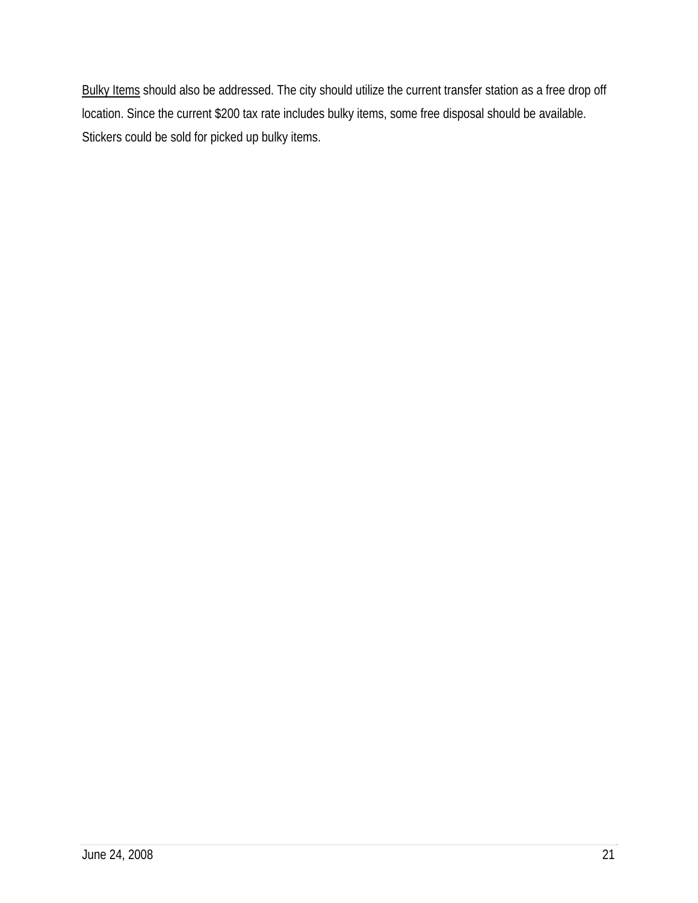<u>Bulky Items</u> should also be addressed. The city should utilize the current transfer station as a free drop off location. Since the current $200 tax rate includes bulky items, some free disposal should be available. Stickers could be sold for picked up bulky items.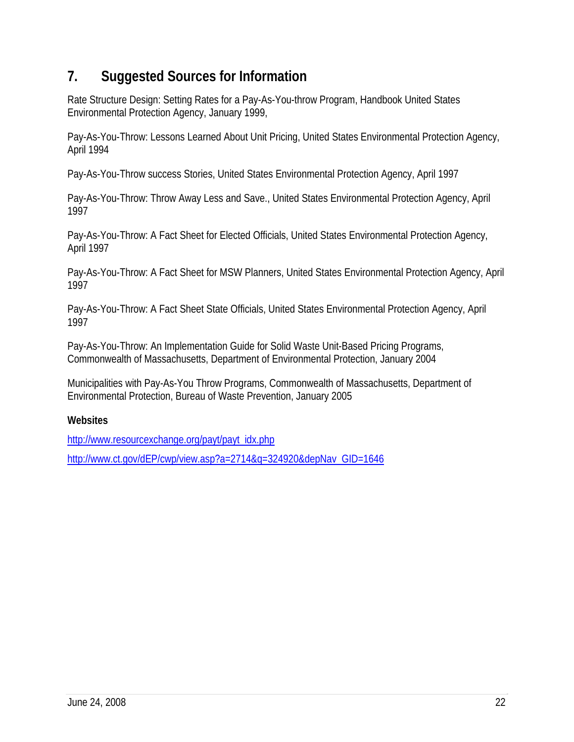## 7. Suggested Sources for Information

Rate Structure Design: Setting Rates for a Pay-As-You-throw Program, Handbook United States Environmental Protection Agency, January 1999,

Pay-As-You-Throw: Lessons Learned About Unit Pricing, United States Environmental Protection Agency, April 1994

Pay-As-You-Throw success Stories, United States Environmental Protection Agency, April 1997

Pay-As-You-Throw: Throw Away Less and Save., United States Environmental Protection Agency, April 1997

Pay-As-You-Throw: A Fact Sheet for Elected Officials, United States Environmental Protection Agency, April 1997

Pay-As-You-Throw: A Fact Sheet for MSW Planners, United States Environmental Protection Agency, April 1997

Pay-As-You-Throw: A Fact Sheet State Officials, United States Environmental Protection Agency, April 1997

Pay-As-You-Throw: An Implementation Guide for Solid Waste Unit-Based Pricing Programs, Commonwealth of Massachusetts, Department of Environmental Protection, January 2004

Municipalities with Pay-As-You Throw Programs, Commonwealth of Massachusetts, Department of Environmental Protection, Bureau of Waste Prevention, January 2005

**Websites**

http://www.resourcexchange.org/payt/payt_idx.php

http://www.ct.gov/dEP/cwp/view.asp?a=2714&q=324920&depNav_GID=1646